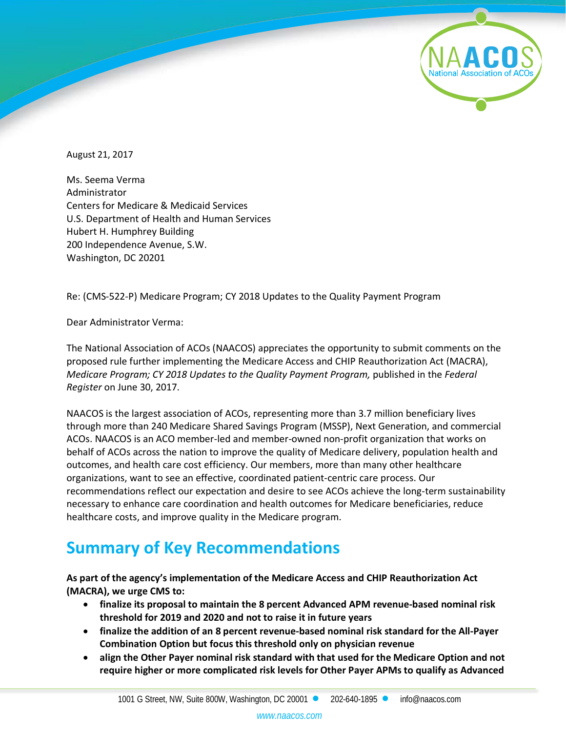August 21, 2017

Ms. Seema Verma
Administrator
Centers for Medicare & Medicaid Services
U.S. Department of Health and Human Services
Hubert H. Humphrey Building
200 Independence Avenue, S.W.
Washington, DC 20201

Re: (CMS-522-P) Medicare Program; CY 2018 Updates to the Quality Payment Program

Dear Administrator Verma:

The National Association of ACOs (NAACOS) appreciates the opportunity to submit comments on the proposed rule further implementing the Medicare Access and CHIP Reauthorization Act (MACRA), *Medicare Program; CY 2018 Updates to the Quality Payment Program,* published in the *Federal Register* on June 30, 2017.

NAACOS is the largest association of ACOs, representing more than 3.7 million beneficiary lives through more than 240 Medicare Shared Savings Program (MSSP), Next Generation, and commercial ACOs. NAACOS is an ACO member-led and member-owned non-profit organization that works on behalf of ACOs across the nation to improve the quality of Medicare delivery, population health and outcomes, and health care cost efficiency. Our members, more than many other healthcare organizations, want to see an effective, coordinated patient-centric care process. Our recommendations reflect our expectation and desire to see ACOs achieve the long-term sustainability necessary to enhance care coordination and health outcomes for Medicare beneficiaries, reduce healthcare costs, and improve quality in the Medicare program.

## Summary of Key Recommendations

**As part of the agency's implementation of the Medicare Access and CHIP Reauthorization Act (MACRA), we urge CMS to:**

- **finalize its proposal to maintain the 8 percent Advanced APM revenue-based nominal risk threshold for 2019 and 2020 and not to raise it in future years**
- **finalize the addition of an 8 percent revenue-based nominal risk standard for the All-Payer Combination Option but focus this threshold only on physician revenue**
- **align the Other Payer nominal risk standard with that used for the Medicare Option and not require higher or more complicated risk levels for Other Payer APMs to qualify as Advanced**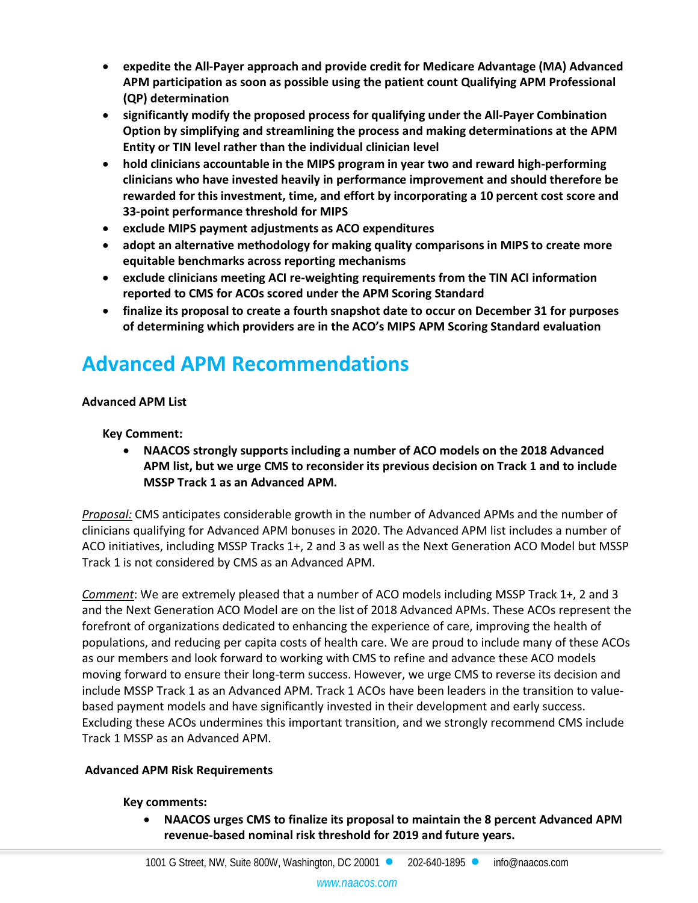- **expedite the All-Payer approach and provide credit for Medicare Advantage (MA) Advanced APM participation as soon as possible using the patient count Qualifying APM Professional (QP) determination**
- **significantly modify the proposed process for qualifying under the All-Payer Combination Option by simplifying and streamlining the process and making determinations at the APM Entity or TIN level rather than the individual clinician level**
- **hold clinicians accountable in the MIPS program in year two and reward high-performing clinicians who have invested heavily in performance improvement and should therefore be rewarded for this investment, time, and effort by incorporating a 10 percent cost score and 33-point performance threshold for MIPS**
- **exclude MIPS payment adjustments as ACO expenditures**
- **adopt an alternative methodology for making quality comparisons in MIPS to create more equitable benchmarks across reporting mechanisms**
- **exclude clinicians meeting ACI re-weighting requirements from the TIN ACI information reported to CMS for ACOs scored under the APM Scoring Standard**
- **finalize its proposal to create a fourth snapshot date to occur on December 31 for purposes of determining which providers are in the ACO's MIPS APM Scoring Standard evaluation**

# Advanced APM Recommendations

**Advanced APM List**

**Key Comment:**

- **NAACOS strongly supports including a number of ACO models on the 2018 Advanced APM list, but we urge CMS to reconsider its previous decision on Track 1 and to include MSSP Track 1 as an Advanced APM.**

*Proposal:* CMS anticipates considerable growth in the number of Advanced APMs and the number of clinicians qualifying for Advanced APM bonuses in 2020. The Advanced APM list includes a number of ACO initiatives, including MSSP Tracks 1+, 2 and 3 as well as the Next Generation ACO Model but MSSP Track 1 is not considered by CMS as an Advanced APM.

*Comment*: We are extremely pleased that a number of ACO models including MSSP Track 1+, 2 and 3 and the Next Generation ACO Model are on the list of 2018 Advanced APMs. These ACOs represent the forefront of organizations dedicated to enhancing the experience of care, improving the health of populations, and reducing per capita costs of health care. We are proud to include many of these ACOs as our members and look forward to working with CMS to refine and advance these ACO models moving forward to ensure their long-term success. However, we urge CMS to reverse its decision and include MSSP Track 1 as an Advanced APM. Track 1 ACOs have been leaders in the transition to value-based payment models and have significantly invested in their development and early success. Excluding these ACOs undermines this important transition, and we strongly recommend CMS include Track 1 MSSP as an Advanced APM.

**Advanced APM Risk Requirements**

**Key comments:**

- **NAACOS urges CMS to finalize its proposal to maintain the 8 percent Advanced APM revenue-based nominal risk threshold for 2019 and future years.**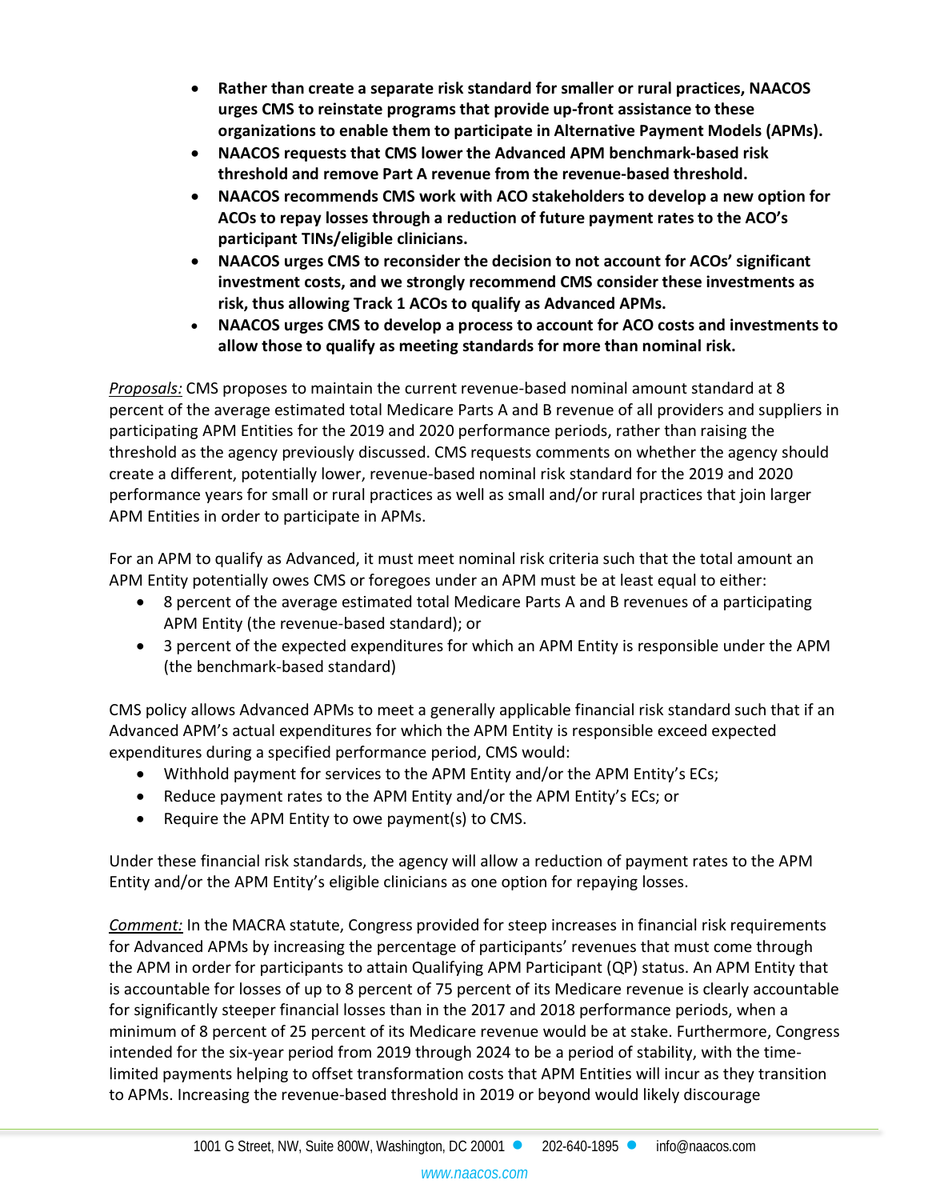- **Rather than create a separate risk standard for smaller or rural practices, NAACOS urges CMS to reinstate programs that provide up-front assistance to these organizations to enable them to participate in Alternative Payment Models (APMs).**
- **NAACOS requests that CMS lower the Advanced APM benchmark-based risk threshold and remove Part A revenue from the revenue-based threshold.**
- **NAACOS recommends CMS work with ACO stakeholders to develop a new option for ACOs to repay losses through a reduction of future payment rates to the ACO's participant TINs/eligible clinicians.**
- **NAACOS urges CMS to reconsider the decision to not account for ACOs' significant investment costs, and we strongly recommend CMS consider these investments as risk, thus allowing Track 1 ACOs to qualify as Advanced APMs.**
- **NAACOS urges CMS to develop a process to account for ACO costs and investments to allow those to qualify as meeting standards for more than nominal risk.**

*Proposals:* CMS proposes to maintain the current revenue-based nominal amount standard at 8 percent of the average estimated total Medicare Parts A and B revenue of all providers and suppliers in participating APM Entities for the 2019 and 2020 performance periods, rather than raising the threshold as the agency previously discussed. CMS requests comments on whether the agency should create a different, potentially lower, revenue-based nominal risk standard for the 2019 and 2020 performance years for small or rural practices as well as small and/or rural practices that join larger APM Entities in order to participate in APMs.

For an APM to qualify as Advanced, it must meet nominal risk criteria such that the total amount an APM Entity potentially owes CMS or foregoes under an APM must be at least equal to either:

- 8 percent of the average estimated total Medicare Parts A and B revenues of a participating APM Entity (the revenue-based standard); or
- 3 percent of the expected expenditures for which an APM Entity is responsible under the APM (the benchmark-based standard)

CMS policy allows Advanced APMs to meet a generally applicable financial risk standard such that if an Advanced APM's actual expenditures for which the APM Entity is responsible exceed expected expenditures during a specified performance period, CMS would:

- Withhold payment for services to the APM Entity and/or the APM Entity's ECs;
- Reduce payment rates to the APM Entity and/or the APM Entity's ECs; or
- Require the APM Entity to owe payment(s) to CMS.

Under these financial risk standards, the agency will allow a reduction of payment rates to the APM Entity and/or the APM Entity's eligible clinicians as one option for repaying losses.

*Comment:* In the MACRA statute, Congress provided for steep increases in financial risk requirements for Advanced APMs by increasing the percentage of participants' revenues that must come through the APM in order for participants to attain Qualifying APM Participant (QP) status. An APM Entity that is accountable for losses of up to 8 percent of 75 percent of its Medicare revenue is clearly accountable for significantly steeper financial losses than in the 2017 and 2018 performance periods, when a minimum of 8 percent of 25 percent of its Medicare revenue would be at stake. Furthermore, Congress intended for the six-year period from 2019 through 2024 to be a period of stability, with the time-limited payments helping to offset transformation costs that APM Entities will incur as they transition to APMs. Increasing the revenue-based threshold in 2019 or beyond would likely discourage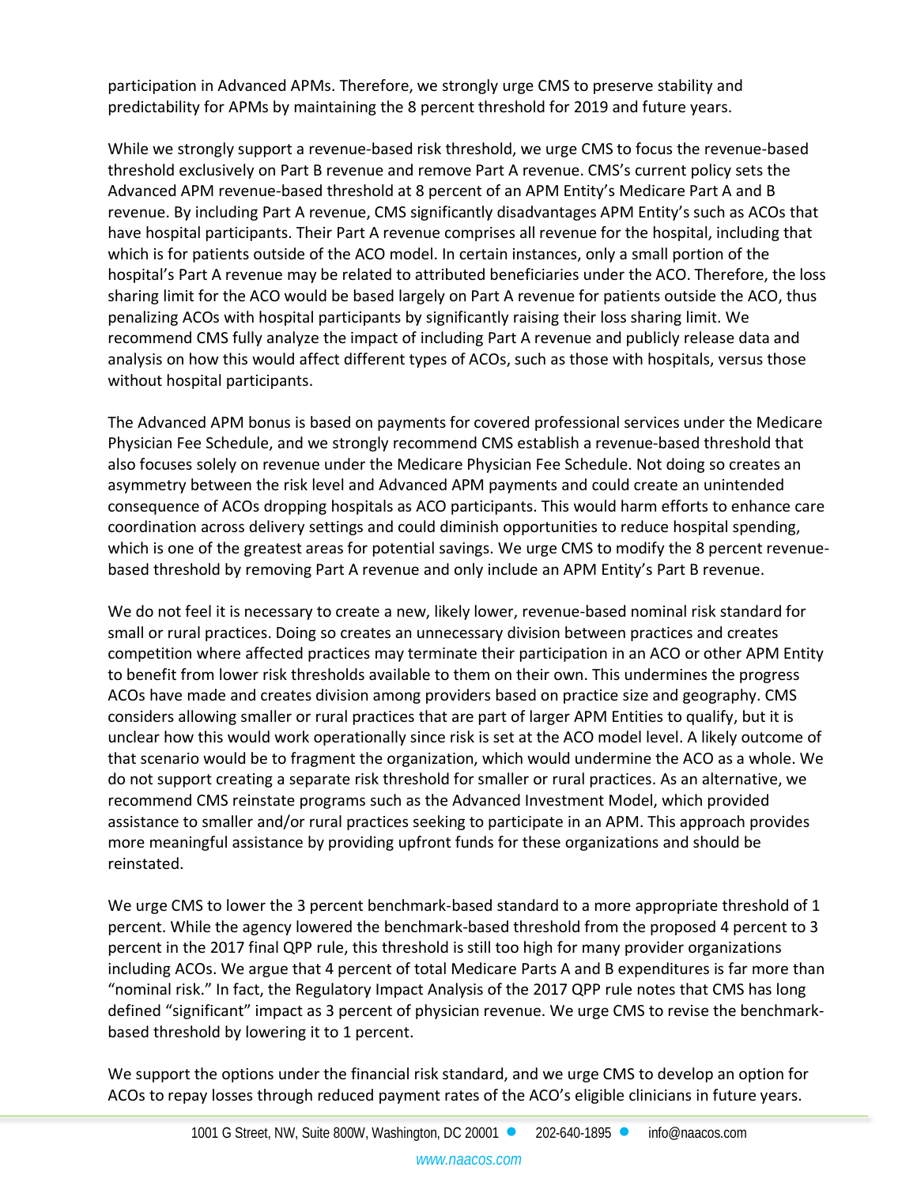participation in Advanced APMs. Therefore, we strongly urge CMS to preserve stability and predictability for APMs by maintaining the 8 percent threshold for 2019 and future years.

While we strongly support a revenue-based risk threshold, we urge CMS to focus the revenue-based threshold exclusively on Part B revenue and remove Part A revenue. CMS's current policy sets the Advanced APM revenue-based threshold at 8 percent of an APM Entity's Medicare Part A and B revenue. By including Part A revenue, CMS significantly disadvantages APM Entity's such as ACOs that have hospital participants. Their Part A revenue comprises all revenue for the hospital, including that which is for patients outside of the ACO model. In certain instances, only a small portion of the hospital's Part A revenue may be related to attributed beneficiaries under the ACO. Therefore, the loss sharing limit for the ACO would be based largely on Part A revenue for patients outside the ACO, thus penalizing ACOs with hospital participants by significantly raising their loss sharing limit. We recommend CMS fully analyze the impact of including Part A revenue and publicly release data and analysis on how this would affect different types of ACOs, such as those with hospitals, versus those without hospital participants.

The Advanced APM bonus is based on payments for covered professional services under the Medicare Physician Fee Schedule, and we strongly recommend CMS establish a revenue-based threshold that also focuses solely on revenue under the Medicare Physician Fee Schedule. Not doing so creates an asymmetry between the risk level and Advanced APM payments and could create an unintended consequence of ACOs dropping hospitals as ACO participants. This would harm efforts to enhance care coordination across delivery settings and could diminish opportunities to reduce hospital spending, which is one of the greatest areas for potential savings. We urge CMS to modify the 8 percent revenue-based threshold by removing Part A revenue and only include an APM Entity's Part B revenue.

We do not feel it is necessary to create a new, likely lower, revenue-based nominal risk standard for small or rural practices. Doing so creates an unnecessary division between practices and creates competition where affected practices may terminate their participation in an ACO or other APM Entity to benefit from lower risk thresholds available to them on their own. This undermines the progress ACOs have made and creates division among providers based on practice size and geography. CMS considers allowing smaller or rural practices that are part of larger APM Entities to qualify, but it is unclear how this would work operationally since risk is set at the ACO model level. A likely outcome of that scenario would be to fragment the organization, which would undermine the ACO as a whole. We do not support creating a separate risk threshold for smaller or rural practices. As an alternative, we recommend CMS reinstate programs such as the Advanced Investment Model, which provided assistance to smaller and/or rural practices seeking to participate in an APM. This approach provides more meaningful assistance by providing upfront funds for these organizations and should be reinstated.

We urge CMS to lower the 3 percent benchmark-based standard to a more appropriate threshold of 1 percent. While the agency lowered the benchmark-based threshold from the proposed 4 percent to 3 percent in the 2017 final QPP rule, this threshold is still too high for many provider organizations including ACOs. We argue that 4 percent of total Medicare Parts A and B expenditures is far more than "nominal risk." In fact, the Regulatory Impact Analysis of the 2017 QPP rule notes that CMS has long defined "significant" impact as 3 percent of physician revenue. We urge CMS to revise the benchmark-based threshold by lowering it to 1 percent.

We support the options under the financial risk standard, and we urge CMS to develop an option for ACOs to repay losses through reduced payment rates of the ACO's eligible clinicians in future years.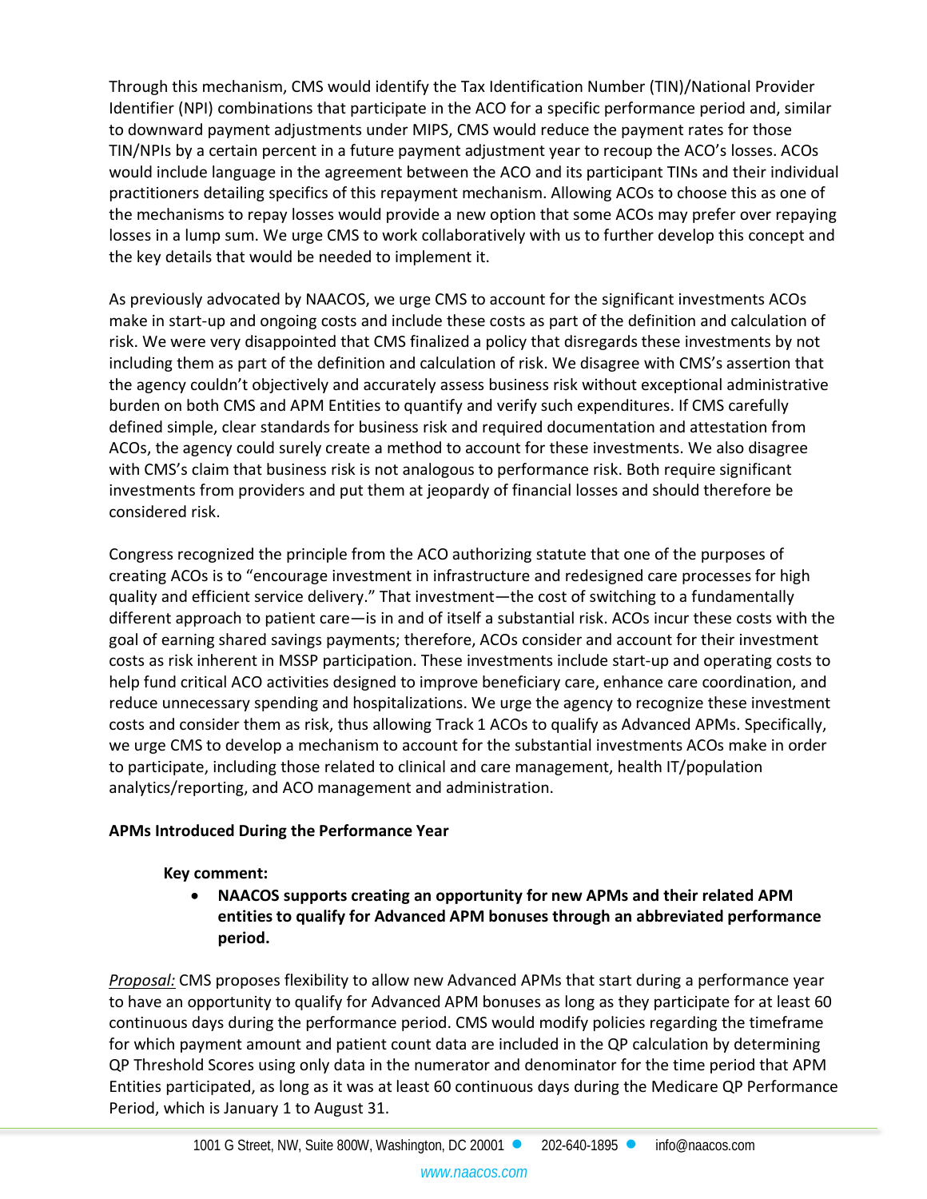Through this mechanism, CMS would identify the Tax Identification Number (TIN)/National Provider Identifier (NPI) combinations that participate in the ACO for a specific performance period and, similar to downward payment adjustments under MIPS, CMS would reduce the payment rates for those TIN/NPIs by a certain percent in a future payment adjustment year to recoup the ACO's losses. ACOs would include language in the agreement between the ACO and its participant TINs and their individual practitioners detailing specifics of this repayment mechanism. Allowing ACOs to choose this as one of the mechanisms to repay losses would provide a new option that some ACOs may prefer over repaying losses in a lump sum. We urge CMS to work collaboratively with us to further develop this concept and the key details that would be needed to implement it.

As previously advocated by NAACOS, we urge CMS to account for the significant investments ACOs make in start-up and ongoing costs and include these costs as part of the definition and calculation of risk. We were very disappointed that CMS finalized a policy that disregards these investments by not including them as part of the definition and calculation of risk. We disagree with CMS's assertion that the agency couldn't objectively and accurately assess business risk without exceptional administrative burden on both CMS and APM Entities to quantify and verify such expenditures. If CMS carefully defined simple, clear standards for business risk and required documentation and attestation from ACOs, the agency could surely create a method to account for these investments. We also disagree with CMS's claim that business risk is not analogous to performance risk. Both require significant investments from providers and put them at jeopardy of financial losses and should therefore be considered risk.

Congress recognized the principle from the ACO authorizing statute that one of the purposes of creating ACOs is to "encourage investment in infrastructure and redesigned care processes for high quality and efficient service delivery." That investment—the cost of switching to a fundamentally different approach to patient care—is in and of itself a substantial risk. ACOs incur these costs with the goal of earning shared savings payments; therefore, ACOs consider and account for their investment costs as risk inherent in MSSP participation. These investments include start-up and operating costs to help fund critical ACO activities designed to improve beneficiary care, enhance care coordination, and reduce unnecessary spending and hospitalizations. We urge the agency to recognize these investment costs and consider them as risk, thus allowing Track 1 ACOs to qualify as Advanced APMs. Specifically, we urge CMS to develop a mechanism to account for the substantial investments ACOs make in order to participate, including those related to clinical and care management, health IT/population analytics/reporting, and ACO management and administration.

**APMs Introduced During the Performance Year**

**Key comment:**

- **NAACOS supports creating an opportunity for new APMs and their related APM entities to qualify for Advanced APM bonuses through an abbreviated performance period.**

*Proposal:* CMS proposes flexibility to allow new Advanced APMs that start during a performance year to have an opportunity to qualify for Advanced APM bonuses as long as they participate for at least 60 continuous days during the performance period. CMS would modify policies regarding the timeframe for which payment amount and patient count data are included in the QP calculation by determining QP Threshold Scores using only data in the numerator and denominator for the time period that APM Entities participated, as long as it was at least 60 continuous days during the Medicare QP Performance Period, which is January 1 to August 31.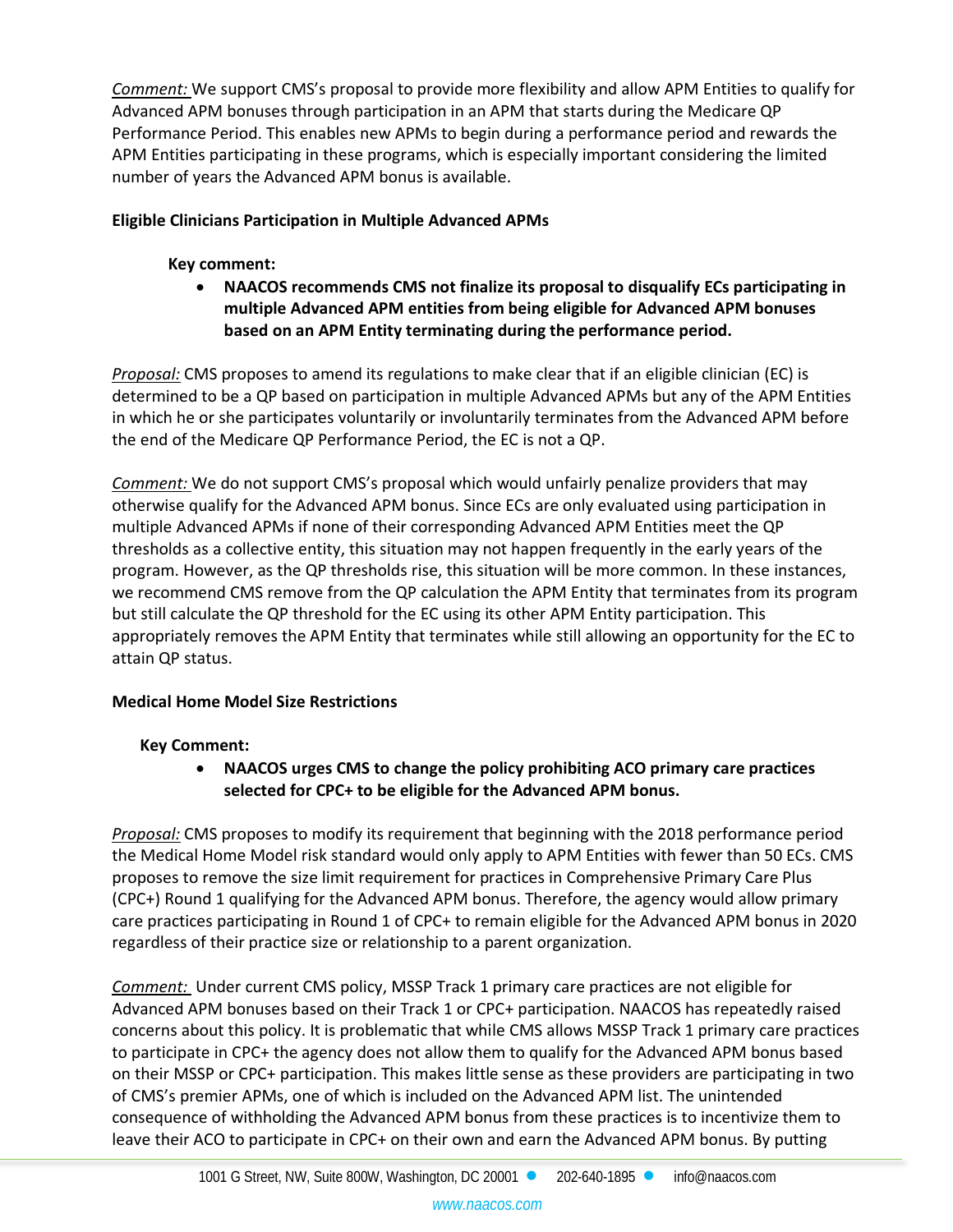*Comment:* We support CMS's proposal to provide more flexibility and allow APM Entities to qualify for Advanced APM bonuses through participation in an APM that starts during the Medicare QP Performance Period. This enables new APMs to begin during a performance period and rewards the APM Entities participating in these programs, which is especially important considering the limited number of years the Advanced APM bonus is available.

**Eligible Clinicians Participation in Multiple Advanced APMs**

**Key comment:**

- **NAACOS recommends CMS not finalize its proposal to disqualify ECs participating in multiple Advanced APM entities from being eligible for Advanced APM bonuses based on an APM Entity terminating during the performance period.**

*Proposal:* CMS proposes to amend its regulations to make clear that if an eligible clinician (EC) is determined to be a QP based on participation in multiple Advanced APMs but any of the APM Entities in which he or she participates voluntarily or involuntarily terminates from the Advanced APM before the end of the Medicare QP Performance Period, the EC is not a QP.

*Comment:* We do not support CMS's proposal which would unfairly penalize providers that may otherwise qualify for the Advanced APM bonus. Since ECs are only evaluated using participation in multiple Advanced APMs if none of their corresponding Advanced APM Entities meet the QP thresholds as a collective entity, this situation may not happen frequently in the early years of the program. However, as the QP thresholds rise, this situation will be more common. In these instances, we recommend CMS remove from the QP calculation the APM Entity that terminates from its program but still calculate the QP threshold for the EC using its other APM Entity participation. This appropriately removes the APM Entity that terminates while still allowing an opportunity for the EC to attain QP status.

**Medical Home Model Size Restrictions**

**Key Comment:**

- **NAACOS urges CMS to change the policy prohibiting ACO primary care practices selected for CPC+ to be eligible for the Advanced APM bonus.**

*Proposal:* CMS proposes to modify its requirement that beginning with the 2018 performance period the Medical Home Model risk standard would only apply to APM Entities with fewer than 50 ECs. CMS proposes to remove the size limit requirement for practices in Comprehensive Primary Care Plus (CPC+) Round 1 qualifying for the Advanced APM bonus. Therefore, the agency would allow primary care practices participating in Round 1 of CPC+ to remain eligible for the Advanced APM bonus in 2020 regardless of their practice size or relationship to a parent organization.

*Comment:* Under current CMS policy, MSSP Track 1 primary care practices are not eligible for Advanced APM bonuses based on their Track 1 or CPC+ participation. NAACOS has repeatedly raised concerns about this policy. It is problematic that while CMS allows MSSP Track 1 primary care practices to participate in CPC+ the agency does not allow them to qualify for the Advanced APM bonus based on their MSSP or CPC+ participation. This makes little sense as these providers are participating in two of CMS's premier APMs, one of which is included on the Advanced APM list. The unintended consequence of withholding the Advanced APM bonus from these practices is to incentivize them to leave their ACO to participate in CPC+ on their own and earn the Advanced APM bonus. By putting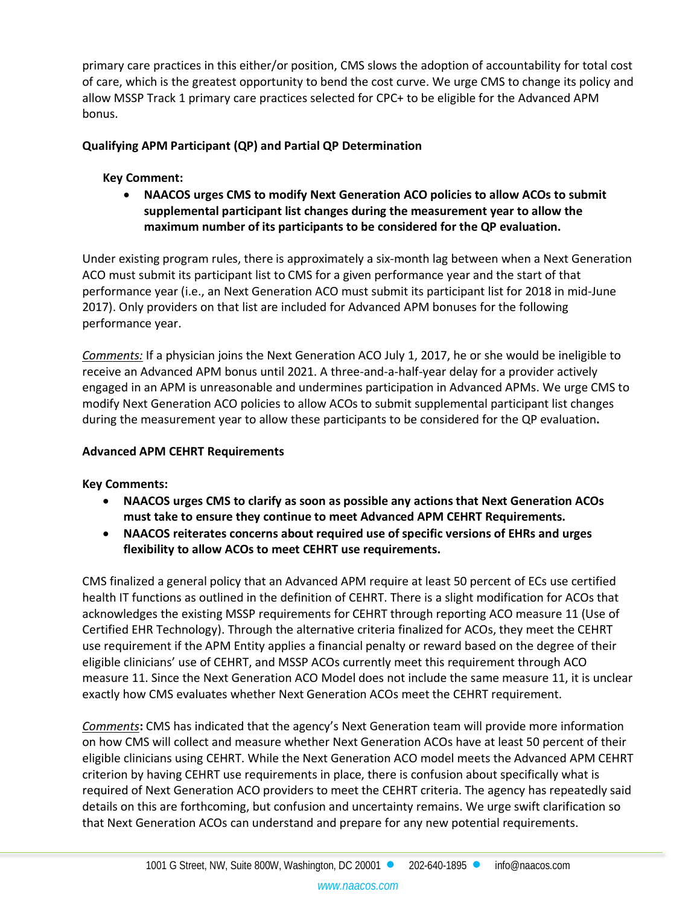primary care practices in this either/or position, CMS slows the adoption of accountability for total cost of care, which is the greatest opportunity to bend the cost curve. We urge CMS to change its policy and allow MSSP Track 1 primary care practices selected for CPC+ to be eligible for the Advanced APM bonus.

**Qualifying APM Participant (QP) and Partial QP Determination**

**Key Comment:**

- **NAACOS urges CMS to modify Next Generation ACO policies to allow ACOs to submit supplemental participant list changes during the measurement year to allow the maximum number of its participants to be considered for the QP evaluation.**

Under existing program rules, there is approximately a six-month lag between when a Next Generation ACO must submit its participant list to CMS for a given performance year and the start of that performance year (i.e., an Next Generation ACO must submit its participant list for 2018 in mid-June 2017). Only providers on that list are included for Advanced APM bonuses for the following performance year.

*Comments:* If a physician joins the Next Generation ACO July 1, 2017, he or she would be ineligible to receive an Advanced APM bonus until 2021. A three-and-a-half-year delay for a provider actively engaged in an APM is unreasonable and undermines participation in Advanced APMs. We urge CMS to modify Next Generation ACO policies to allow ACOs to submit supplemental participant list changes during the measurement year to allow these participants to be considered for the QP evaluation**.**

**Advanced APM CEHRT Requirements**

**Key Comments:**

- **NAACOS urges CMS to clarify as soon as possible any actions that Next Generation ACOs must take to ensure they continue to meet Advanced APM CEHRT Requirements.**
- **NAACOS reiterates concerns about required use of specific versions of EHRs and urges flexibility to allow ACOs to meet CEHRT use requirements.**

CMS finalized a general policy that an Advanced APM require at least 50 percent of ECs use certified health IT functions as outlined in the definition of CEHRT. There is a slight modification for ACOs that acknowledges the existing MSSP requirements for CEHRT through reporting ACO measure 11 (Use of Certified EHR Technology). Through the alternative criteria finalized for ACOs, they meet the CEHRT use requirement if the APM Entity applies a financial penalty or reward based on the degree of their eligible clinicians' use of CEHRT, and MSSP ACOs currently meet this requirement through ACO measure 11. Since the Next Generation ACO Model does not include the same measure 11, it is unclear exactly how CMS evaluates whether Next Generation ACOs meet the CEHRT requirement.

*Comments***:** CMS has indicated that the agency's Next Generation team will provide more information on how CMS will collect and measure whether Next Generation ACOs have at least 50 percent of their eligible clinicians using CEHRT. While the Next Generation ACO model meets the Advanced APM CEHRT criterion by having CEHRT use requirements in place, there is confusion about specifically what is required of Next Generation ACO providers to meet the CEHRT criteria. The agency has repeatedly said details on this are forthcoming, but confusion and uncertainty remains. We urge swift clarification so that Next Generation ACOs can understand and prepare for any new potential requirements.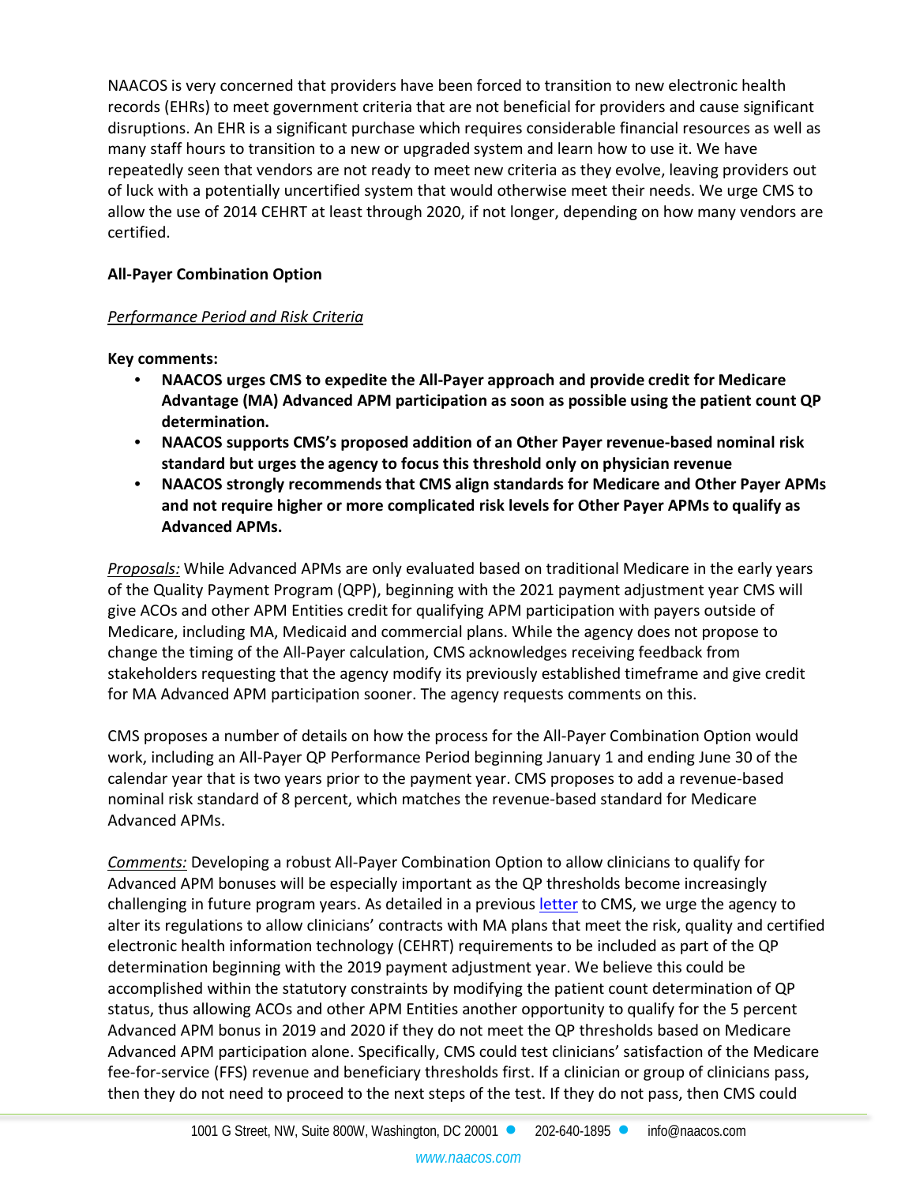NAACOS is very concerned that providers have been forced to transition to new electronic health records (EHRs) to meet government criteria that are not beneficial for providers and cause significant disruptions. An EHR is a significant purchase which requires considerable financial resources as well as many staff hours to transition to a new or upgraded system and learn how to use it. We have repeatedly seen that vendors are not ready to meet new criteria as they evolve, leaving providers out of luck with a potentially uncertified system that would otherwise meet their needs. We urge CMS to allow the use of 2014 CEHRT at least through 2020, if not longer, depending on how many vendors are certified.

**All-Payer Combination Option**

_Performance Period and Risk Criteria_

**Key comments:**

- **NAACOS urges CMS to expedite the All-Payer approach and provide credit for Medicare Advantage (MA) Advanced APM participation as soon as possible using the patient count QP determination.**
- **NAACOS supports CMS's proposed addition of an Other Payer revenue-based nominal risk standard but urges the agency to focus this threshold only on physician revenue**
- **NAACOS strongly recommends that CMS align standards for Medicare and Other Payer APMs and not require higher or more complicated risk levels for Other Payer APMs to qualify as Advanced APMs.**

_Proposals:_ While Advanced APMs are only evaluated based on traditional Medicare in the early years of the Quality Payment Program (QPP), beginning with the 2021 payment adjustment year CMS will give ACOs and other APM Entities credit for qualifying APM participation with payers outside of Medicare, including MA, Medicaid and commercial plans. While the agency does not propose to change the timing of the All-Payer calculation, CMS acknowledges receiving feedback from stakeholders requesting that the agency modify its previously established timeframe and give credit for MA Advanced APM participation sooner. The agency requests comments on this.

CMS proposes a number of details on how the process for the All-Payer Combination Option would work, including an All-Payer QP Performance Period beginning January 1 and ending June 30 of the calendar year that is two years prior to the payment year. CMS proposes to add a revenue-based nominal risk standard of 8 percent, which matches the revenue-based standard for Medicare Advanced APMs.

_Comments:_ Developing a robust All-Payer Combination Option to allow clinicians to qualify for Advanced APM bonuses will be especially important as the QP thresholds become increasingly challenging in future program years. As detailed in a previous letter to CMS, we urge the agency to alter its regulations to allow clinicians' contracts with MA plans that meet the risk, quality and certified electronic health information technology (CEHRT) requirements to be included as part of the QP determination beginning with the 2019 payment adjustment year. We believe this could be accomplished within the statutory constraints by modifying the patient count determination of QP status, thus allowing ACOs and other APM Entities another opportunity to qualify for the 5 percent Advanced APM bonus in 2019 and 2020 if they do not meet the QP thresholds based on Medicare Advanced APM participation alone. Specifically, CMS could test clinicians' satisfaction of the Medicare fee-for-service (FFS) revenue and beneficiary thresholds first. If a clinician or group of clinicians pass, then they do not need to proceed to the next steps of the test. If they do not pass, then CMS could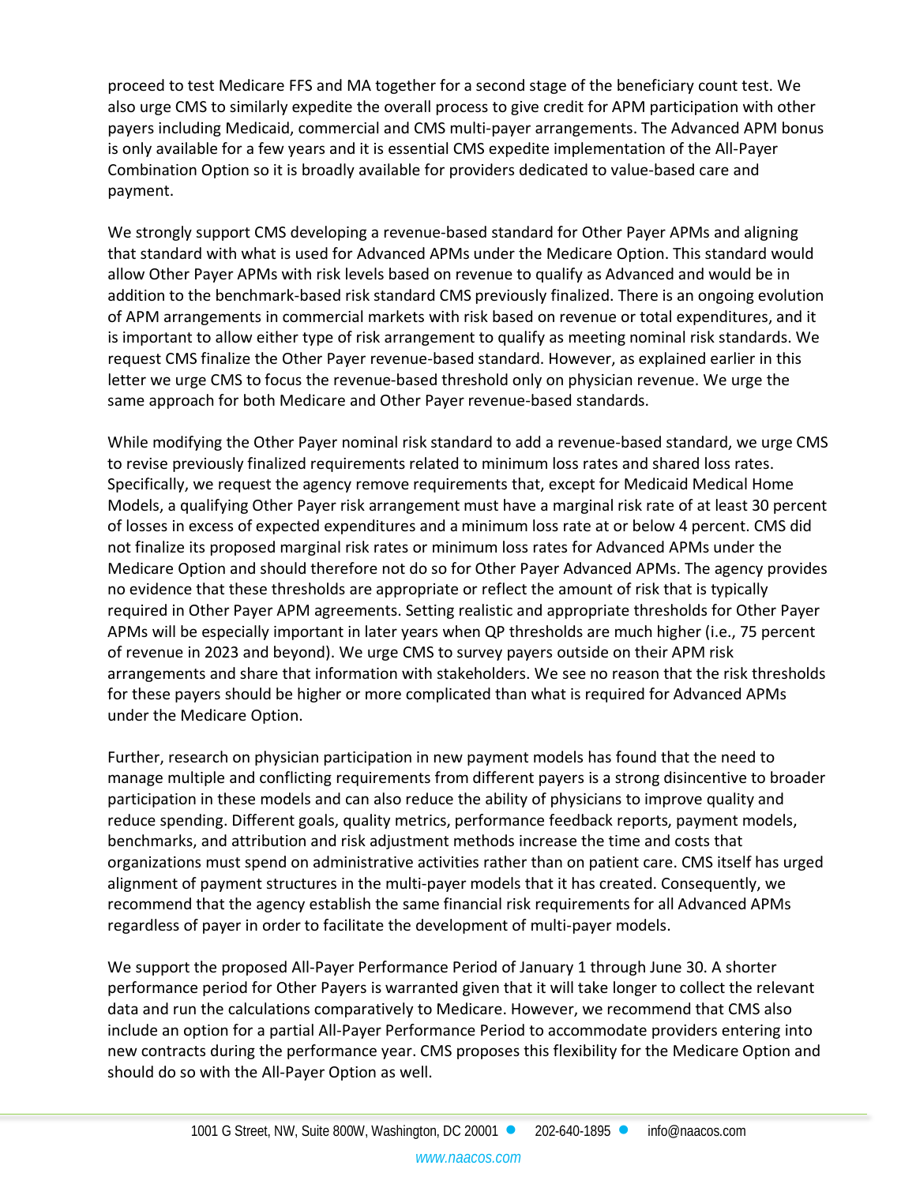proceed to test Medicare FFS and MA together for a second stage of the beneficiary count test. We also urge CMS to similarly expedite the overall process to give credit for APM participation with other payers including Medicaid, commercial and CMS multi-payer arrangements. The Advanced APM bonus is only available for a few years and it is essential CMS expedite implementation of the All-Payer Combination Option so it is broadly available for providers dedicated to value-based care and payment.

We strongly support CMS developing a revenue-based standard for Other Payer APMs and aligning that standard with what is used for Advanced APMs under the Medicare Option. This standard would allow Other Payer APMs with risk levels based on revenue to qualify as Advanced and would be in addition to the benchmark-based risk standard CMS previously finalized. There is an ongoing evolution of APM arrangements in commercial markets with risk based on revenue or total expenditures, and it is important to allow either type of risk arrangement to qualify as meeting nominal risk standards. We request CMS finalize the Other Payer revenue-based standard. However, as explained earlier in this letter we urge CMS to focus the revenue-based threshold only on physician revenue. We urge the same approach for both Medicare and Other Payer revenue-based standards.

While modifying the Other Payer nominal risk standard to add a revenue-based standard, we urge CMS to revise previously finalized requirements related to minimum loss rates and shared loss rates. Specifically, we request the agency remove requirements that, except for Medicaid Medical Home Models, a qualifying Other Payer risk arrangement must have a marginal risk rate of at least 30 percent of losses in excess of expected expenditures and a minimum loss rate at or below 4 percent. CMS did not finalize its proposed marginal risk rates or minimum loss rates for Advanced APMs under the Medicare Option and should therefore not do so for Other Payer Advanced APMs. The agency provides no evidence that these thresholds are appropriate or reflect the amount of risk that is typically required in Other Payer APM agreements. Setting realistic and appropriate thresholds for Other Payer APMs will be especially important in later years when QP thresholds are much higher (i.e., 75 percent of revenue in 2023 and beyond). We urge CMS to survey payers outside on their APM risk arrangements and share that information with stakeholders. We see no reason that the risk thresholds for these payers should be higher or more complicated than what is required for Advanced APMs under the Medicare Option.

Further, research on physician participation in new payment models has found that the need to manage multiple and conflicting requirements from different payers is a strong disincentive to broader participation in these models and can also reduce the ability of physicians to improve quality and reduce spending. Different goals, quality metrics, performance feedback reports, payment models, benchmarks, and attribution and risk adjustment methods increase the time and costs that organizations must spend on administrative activities rather than on patient care. CMS itself has urged alignment of payment structures in the multi-payer models that it has created. Consequently, we recommend that the agency establish the same financial risk requirements for all Advanced APMs regardless of payer in order to facilitate the development of multi-payer models.

We support the proposed All-Payer Performance Period of January 1 through June 30. A shorter performance period for Other Payers is warranted given that it will take longer to collect the relevant data and run the calculations comparatively to Medicare. However, we recommend that CMS also include an option for a partial All-Payer Performance Period to accommodate providers entering into new contracts during the performance year. CMS proposes this flexibility for the Medicare Option and should do so with the All-Payer Option as well.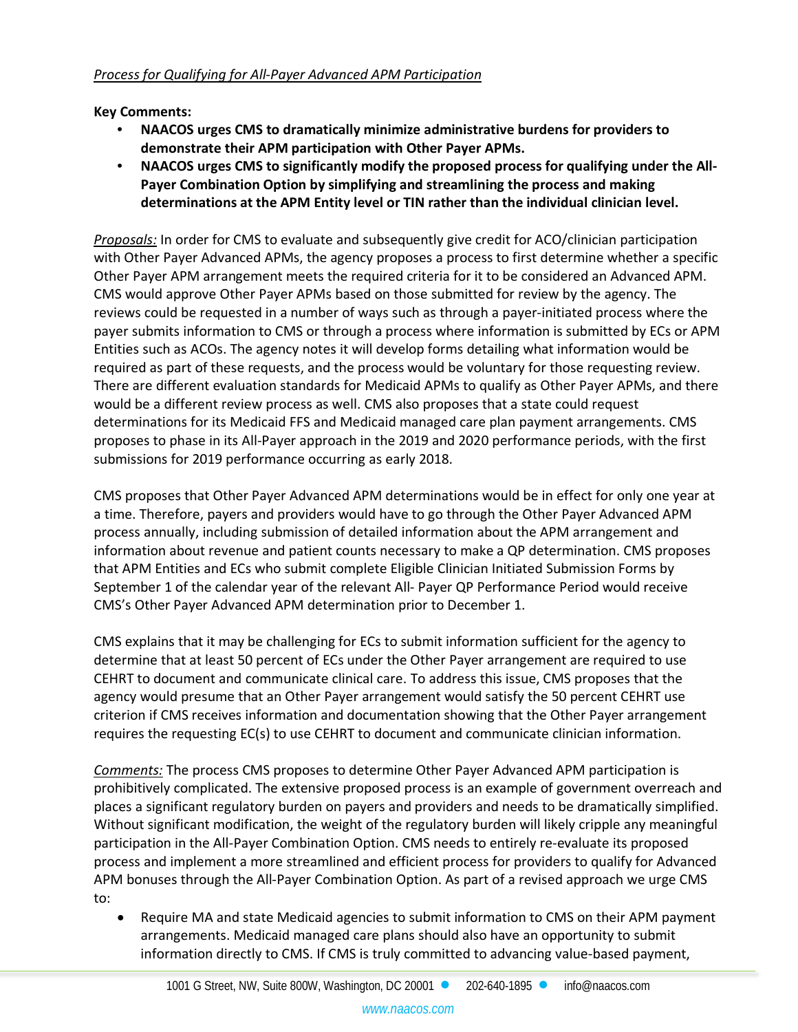*Process for Qualifying for All-Payer Advanced APM Participation*

**Key Comments:**

- **NAACOS urges CMS to dramatically minimize administrative burdens for providers to demonstrate their APM participation with Other Payer APMs.**
- **NAACOS urges CMS to significantly modify the proposed process for qualifying under the All-Payer Combination Option by simplifying and streamlining the process and making determinations at the APM Entity level or TIN rather than the individual clinician level.**

*Proposals:* In order for CMS to evaluate and subsequently give credit for ACO/clinician participation with Other Payer Advanced APMs, the agency proposes a process to first determine whether a specific Other Payer APM arrangement meets the required criteria for it to be considered an Advanced APM. CMS would approve Other Payer APMs based on those submitted for review by the agency. The reviews could be requested in a number of ways such as through a payer-initiated process where the payer submits information to CMS or through a process where information is submitted by ECs or APM Entities such as ACOs. The agency notes it will develop forms detailing what information would be required as part of these requests, and the process would be voluntary for those requesting review. There are different evaluation standards for Medicaid APMs to qualify as Other Payer APMs, and there would be a different review process as well. CMS also proposes that a state could request determinations for its Medicaid FFS and Medicaid managed care plan payment arrangements. CMS proposes to phase in its All-Payer approach in the 2019 and 2020 performance periods, with the first submissions for 2019 performance occurring as early 2018.

CMS proposes that Other Payer Advanced APM determinations would be in effect for only one year at a time. Therefore, payers and providers would have to go through the Other Payer Advanced APM process annually, including submission of detailed information about the APM arrangement and information about revenue and patient counts necessary to make a QP determination. CMS proposes that APM Entities and ECs who submit complete Eligible Clinician Initiated Submission Forms by September 1 of the calendar year of the relevant All- Payer QP Performance Period would receive CMS's Other Payer Advanced APM determination prior to December 1.

CMS explains that it may be challenging for ECs to submit information sufficient for the agency to determine that at least 50 percent of ECs under the Other Payer arrangement are required to use CEHRT to document and communicate clinical care. To address this issue, CMS proposes that the agency would presume that an Other Payer arrangement would satisfy the 50 percent CEHRT use criterion if CMS receives information and documentation showing that the Other Payer arrangement requires the requesting EC(s) to use CEHRT to document and communicate clinician information.

*Comments:* The process CMS proposes to determine Other Payer Advanced APM participation is prohibitively complicated. The extensive proposed process is an example of government overreach and places a significant regulatory burden on payers and providers and needs to be dramatically simplified. Without significant modification, the weight of the regulatory burden will likely cripple any meaningful participation in the All-Payer Combination Option. CMS needs to entirely re-evaluate its proposed process and implement a more streamlined and efficient process for providers to qualify for Advanced APM bonuses through the All-Payer Combination Option. As part of a revised approach we urge CMS to:

- Require MA and state Medicaid agencies to submit information to CMS on their APM payment arrangements. Medicaid managed care plans should also have an opportunity to submit information directly to CMS. If CMS is truly committed to advancing value-based payment,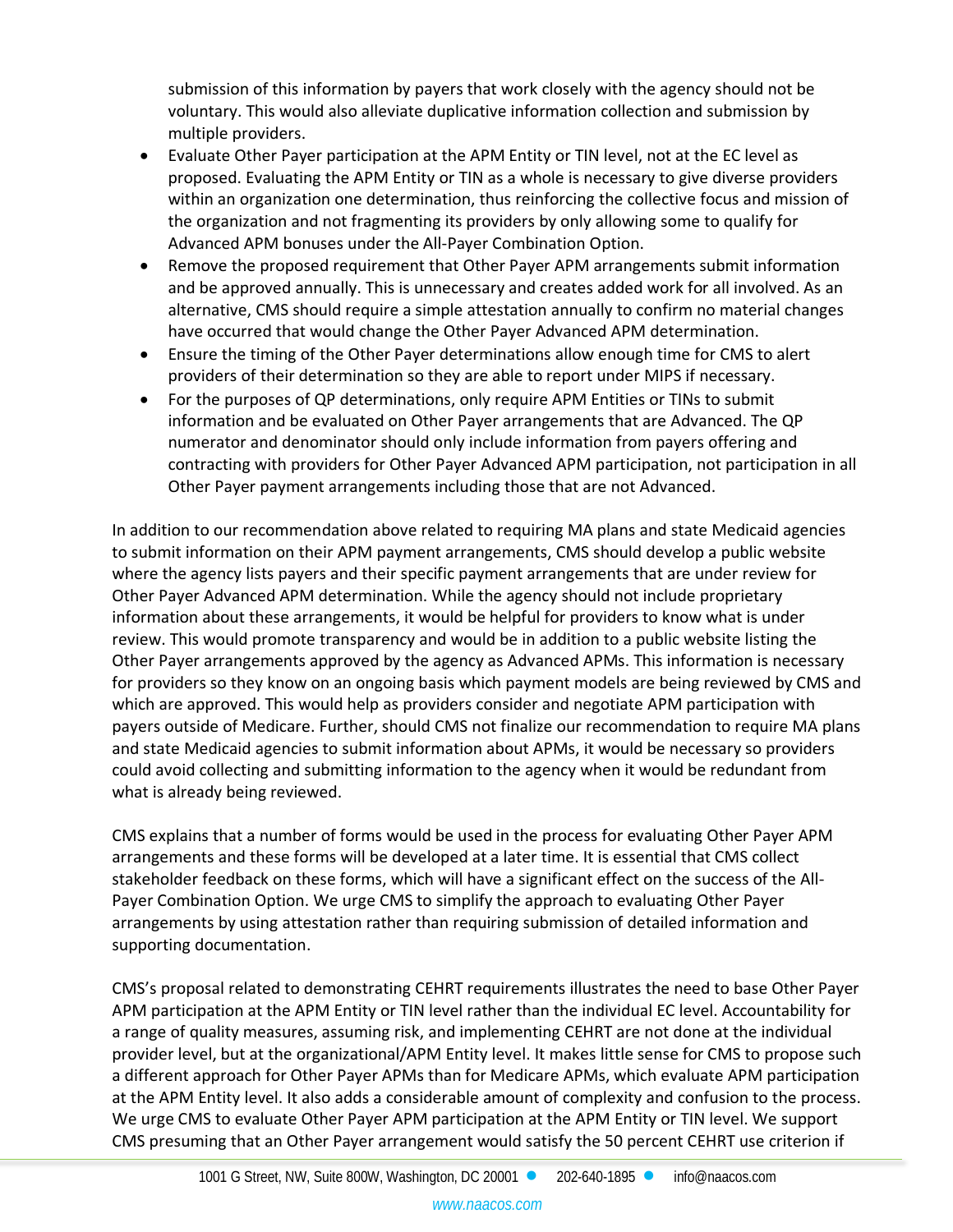submission of this information by payers that work closely with the agency should not be voluntary. This would also alleviate duplicative information collection and submission by multiple providers.

- Evaluate Other Payer participation at the APM Entity or TIN level, not at the EC level as proposed. Evaluating the APM Entity or TIN as a whole is necessary to give diverse providers within an organization one determination, thus reinforcing the collective focus and mission of the organization and not fragmenting its providers by only allowing some to qualify for Advanced APM bonuses under the All-Payer Combination Option.
- Remove the proposed requirement that Other Payer APM arrangements submit information and be approved annually. This is unnecessary and creates added work for all involved. As an alternative, CMS should require a simple attestation annually to confirm no material changes have occurred that would change the Other Payer Advanced APM determination.
- Ensure the timing of the Other Payer determinations allow enough time for CMS to alert providers of their determination so they are able to report under MIPS if necessary.
- For the purposes of QP determinations, only require APM Entities or TINs to submit information and be evaluated on Other Payer arrangements that are Advanced. The QP numerator and denominator should only include information from payers offering and contracting with providers for Other Payer Advanced APM participation, not participation in all Other Payer payment arrangements including those that are not Advanced.

In addition to our recommendation above related to requiring MA plans and state Medicaid agencies to submit information on their APM payment arrangements, CMS should develop a public website where the agency lists payers and their specific payment arrangements that are under review for Other Payer Advanced APM determination. While the agency should not include proprietary information about these arrangements, it would be helpful for providers to know what is under review. This would promote transparency and would be in addition to a public website listing the Other Payer arrangements approved by the agency as Advanced APMs. This information is necessary for providers so they know on an ongoing basis which payment models are being reviewed by CMS and which are approved. This would help as providers consider and negotiate APM participation with payers outside of Medicare. Further, should CMS not finalize our recommendation to require MA plans and state Medicaid agencies to submit information about APMs, it would be necessary so providers could avoid collecting and submitting information to the agency when it would be redundant from what is already being reviewed.

CMS explains that a number of forms would be used in the process for evaluating Other Payer APM arrangements and these forms will be developed at a later time. It is essential that CMS collect stakeholder feedback on these forms, which will have a significant effect on the success of the All-Payer Combination Option. We urge CMS to simplify the approach to evaluating Other Payer arrangements by using attestation rather than requiring submission of detailed information and supporting documentation.

CMS's proposal related to demonstrating CEHRT requirements illustrates the need to base Other Payer APM participation at the APM Entity or TIN level rather than the individual EC level. Accountability for a range of quality measures, assuming risk, and implementing CEHRT are not done at the individual provider level, but at the organizational/APM Entity level. It makes little sense for CMS to propose such a different approach for Other Payer APMs than for Medicare APMs, which evaluate APM participation at the APM Entity level. It also adds a considerable amount of complexity and confusion to the process. We urge CMS to evaluate Other Payer APM participation at the APM Entity or TIN level. We support CMS presuming that an Other Payer arrangement would satisfy the 50 percent CEHRT use criterion if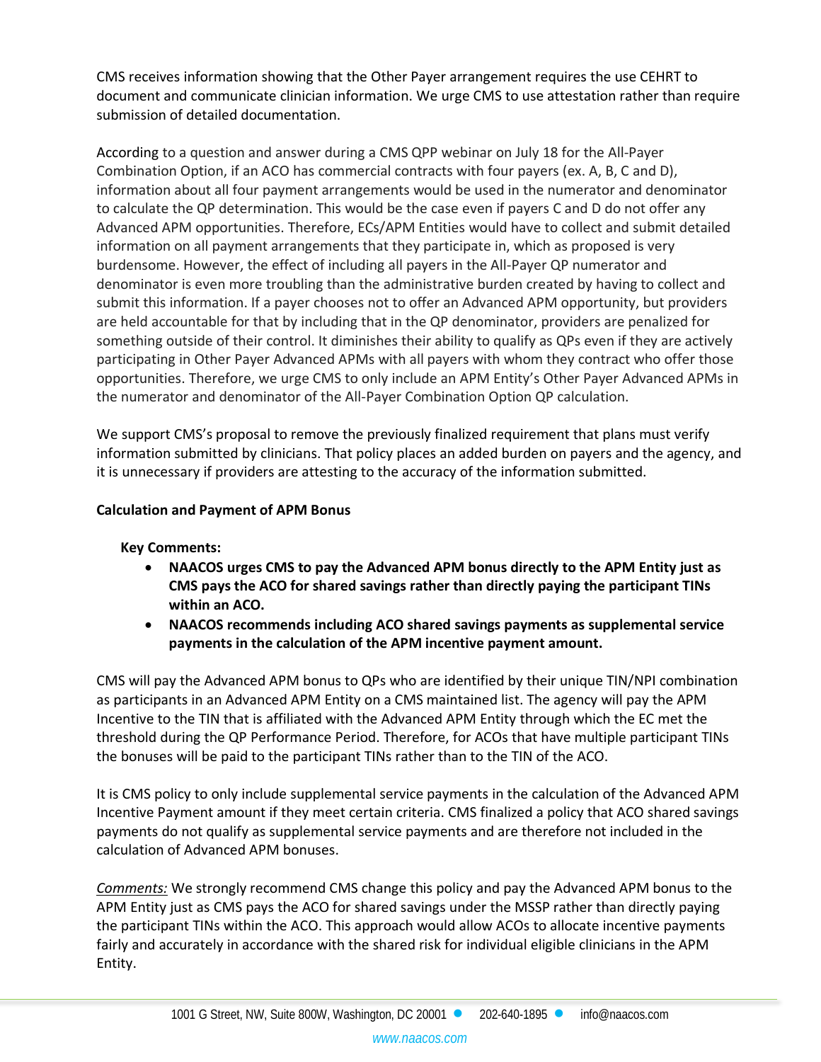CMS receives information showing that the Other Payer arrangement requires the use CEHRT to document and communicate clinician information. We urge CMS to use attestation rather than require submission of detailed documentation.

According to a question and answer during a CMS QPP webinar on July 18 for the All-Payer Combination Option, if an ACO has commercial contracts with four payers (ex. A, B, C and D), information about all four payment arrangements would be used in the numerator and denominator to calculate the QP determination. This would be the case even if payers C and D do not offer any Advanced APM opportunities. Therefore, ECs/APM Entities would have to collect and submit detailed information on all payment arrangements that they participate in, which as proposed is very burdensome. However, the effect of including all payers in the All-Payer QP numerator and denominator is even more troubling than the administrative burden created by having to collect and submit this information. If a payer chooses not to offer an Advanced APM opportunity, but providers are held accountable for that by including that in the QP denominator, providers are penalized for something outside of their control. It diminishes their ability to qualify as QPs even if they are actively participating in Other Payer Advanced APMs with all payers with whom they contract who offer those opportunities. Therefore, we urge CMS to only include an APM Entity's Other Payer Advanced APMs in the numerator and denominator of the All-Payer Combination Option QP calculation.

We support CMS's proposal to remove the previously finalized requirement that plans must verify information submitted by clinicians. That policy places an added burden on payers and the agency, and it is unnecessary if providers are attesting to the accuracy of the information submitted.

**Calculation and Payment of APM Bonus**

**Key Comments:**

- **NAACOS urges CMS to pay the Advanced APM bonus directly to the APM Entity just as CMS pays the ACO for shared savings rather than directly paying the participant TINs within an ACO.**
- **NAACOS recommends including ACO shared savings payments as supplemental service payments in the calculation of the APM incentive payment amount.**

CMS will pay the Advanced APM bonus to QPs who are identified by their unique TIN/NPI combination as participants in an Advanced APM Entity on a CMS maintained list. The agency will pay the APM Incentive to the TIN that is affiliated with the Advanced APM Entity through which the EC met the threshold during the QP Performance Period. Therefore, for ACOs that have multiple participant TINs the bonuses will be paid to the participant TINs rather than to the TIN of the ACO.

It is CMS policy to only include supplemental service payments in the calculation of the Advanced APM Incentive Payment amount if they meet certain criteria. CMS finalized a policy that ACO shared savings payments do not qualify as supplemental service payments and are therefore not included in the calculation of Advanced APM bonuses.

*Comments:* We strongly recommend CMS change this policy and pay the Advanced APM bonus to the APM Entity just as CMS pays the ACO for shared savings under the MSSP rather than directly paying the participant TINs within the ACO. This approach would allow ACOs to allocate incentive payments fairly and accurately in accordance with the shared risk for individual eligible clinicians in the APM Entity.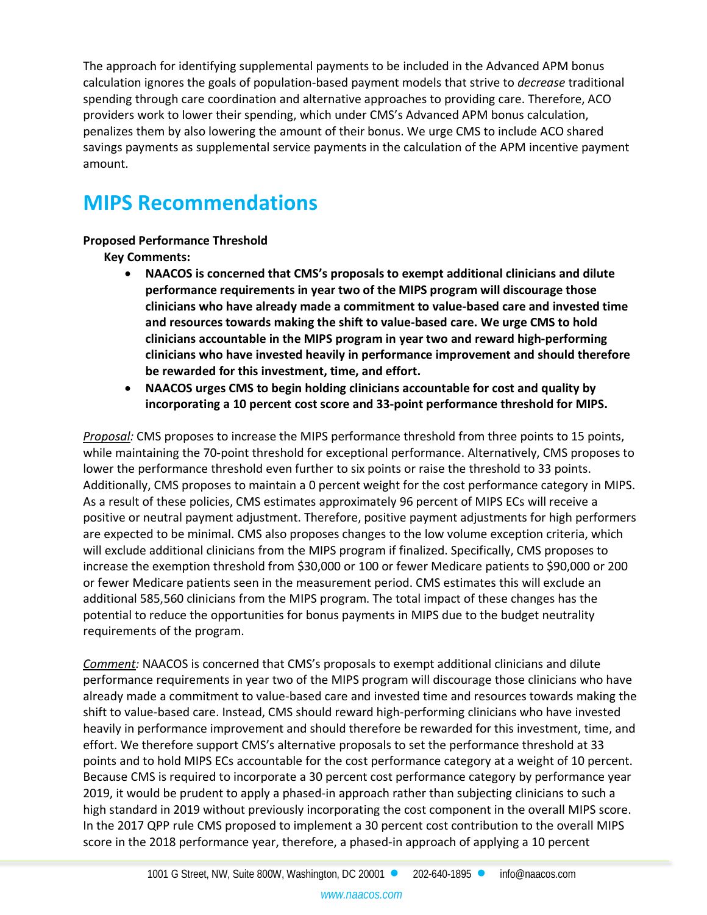The approach for identifying supplemental payments to be included in the Advanced APM bonus calculation ignores the goals of population-based payment models that strive to *decrease* traditional spending through care coordination and alternative approaches to providing care. Therefore, ACO providers work to lower their spending, which under CMS's Advanced APM bonus calculation, penalizes them by also lowering the amount of their bonus. We urge CMS to include ACO shared savings payments as supplemental service payments in the calculation of the APM incentive payment amount.

# MIPS Recommendations

**Proposed Performance Threshold**

**Key Comments:**

- **NAACOS is concerned that CMS's proposals to exempt additional clinicians and dilute performance requirements in year two of the MIPS program will discourage those clinicians who have already made a commitment to value-based care and invested time and resources towards making the shift to value-based care. We urge CMS to hold clinicians accountable in the MIPS program in year two and reward high-performing clinicians who have invested heavily in performance improvement and should therefore be rewarded for this investment, time, and effort.**
- **NAACOS urges CMS to begin holding clinicians accountable for cost and quality by incorporating a 10 percent cost score and 33-point performance threshold for MIPS.**

*Proposal:* CMS proposes to increase the MIPS performance threshold from three points to 15 points, while maintaining the 70-point threshold for exceptional performance. Alternatively, CMS proposes to lower the performance threshold even further to six points or raise the threshold to 33 points. Additionally, CMS proposes to maintain a 0 percent weight for the cost performance category in MIPS. As a result of these policies, CMS estimates approximately 96 percent of MIPS ECs will receive a positive or neutral payment adjustment. Therefore, positive payment adjustments for high performers are expected to be minimal. CMS also proposes changes to the low volume exception criteria, which will exclude additional clinicians from the MIPS program if finalized. Specifically, CMS proposes to increase the exemption threshold from $30,000 or 100 or fewer Medicare patients to $90,000 or 200 or fewer Medicare patients seen in the measurement period. CMS estimates this will exclude an additional 585,560 clinicians from the MIPS program. The total impact of these changes has the potential to reduce the opportunities for bonus payments in MIPS due to the budget neutrality requirements of the program.

*Comment:* NAACOS is concerned that CMS's proposals to exempt additional clinicians and dilute performance requirements in year two of the MIPS program will discourage those clinicians who have already made a commitment to value-based care and invested time and resources towards making the shift to value-based care. Instead, CMS should reward high-performing clinicians who have invested heavily in performance improvement and should therefore be rewarded for this investment, time, and effort. We therefore support CMS's alternative proposals to set the performance threshold at 33 points and to hold MIPS ECs accountable for the cost performance category at a weight of 10 percent. Because CMS is required to incorporate a 30 percent cost performance category by performance year 2019, it would be prudent to apply a phased-in approach rather than subjecting clinicians to such a high standard in 2019 without previously incorporating the cost component in the overall MIPS score. In the 2017 QPP rule CMS proposed to implement a 30 percent cost contribution to the overall MIPS score in the 2018 performance year, therefore, a phased-in approach of applying a 10 percent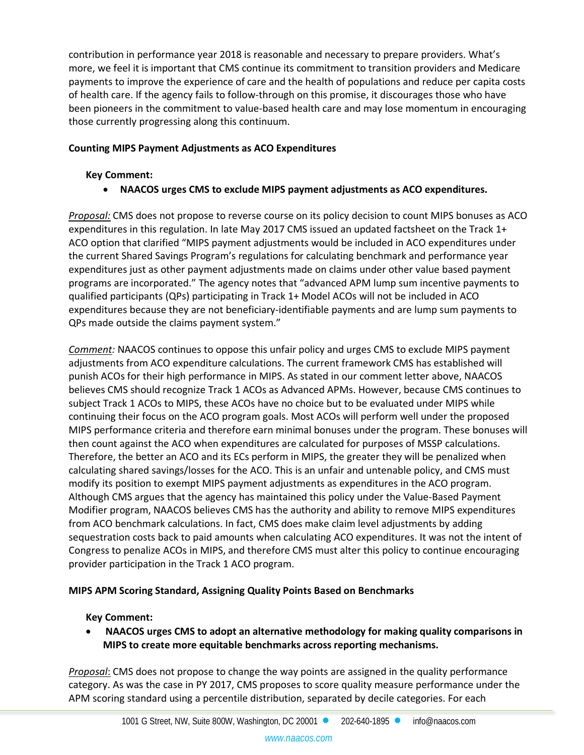contribution in performance year 2018 is reasonable and necessary to prepare providers. What's more, we feel it is important that CMS continue its commitment to transition providers and Medicare payments to improve the experience of care and the health of populations and reduce per capita costs of health care. If the agency fails to follow-through on this promise, it discourages those who have been pioneers in the commitment to value-based health care and may lose momentum in encouraging those currently progressing along this continuum.

**Counting MIPS Payment Adjustments as ACO Expenditures**

**Key Comment:**

- **NAACOS urges CMS to exclude MIPS payment adjustments as ACO expenditures.**

*Proposal:* CMS does not propose to reverse course on its policy decision to count MIPS bonuses as ACO expenditures in this regulation. In late May 2017 CMS issued an updated factsheet on the Track 1+ ACO option that clarified "MIPS payment adjustments would be included in ACO expenditures under the current Shared Savings Program's regulations for calculating benchmark and performance year expenditures just as other payment adjustments made on claims under other value based payment programs are incorporated." The agency notes that "advanced APM lump sum incentive payments to qualified participants (QPs) participating in Track 1+ Model ACOs will not be included in ACO expenditures because they are not beneficiary-identifiable payments and are lump sum payments to QPs made outside the claims payment system."

*Comment:* NAACOS continues to oppose this unfair policy and urges CMS to exclude MIPS payment adjustments from ACO expenditure calculations. The current framework CMS has established will punish ACOs for their high performance in MIPS. As stated in our comment letter above, NAACOS believes CMS should recognize Track 1 ACOs as Advanced APMs. However, because CMS continues to subject Track 1 ACOs to MIPS, these ACOs have no choice but to be evaluated under MIPS while continuing their focus on the ACO program goals. Most ACOs will perform well under the proposed MIPS performance criteria and therefore earn minimal bonuses under the program. These bonuses will then count against the ACO when expenditures are calculated for purposes of MSSP calculations. Therefore, the better an ACO and its ECs perform in MIPS, the greater they will be penalized when calculating shared savings/losses for the ACO. This is an unfair and untenable policy, and CMS must modify its position to exempt MIPS payment adjustments as expenditures in the ACO program. Although CMS argues that the agency has maintained this policy under the Value-Based Payment Modifier program, NAACOS believes CMS has the authority and ability to remove MIPS expenditures from ACO benchmark calculations. In fact, CMS does make claim level adjustments by adding sequestration costs back to paid amounts when calculating ACO expenditures. It was not the intent of Congress to penalize ACOs in MIPS, and therefore CMS must alter this policy to continue encouraging provider participation in the Track 1 ACO program.

**MIPS APM Scoring Standard, Assigning Quality Points Based on Benchmarks**

**Key Comment:**

- **NAACOS urges CMS to adopt an alternative methodology for making quality comparisons in MIPS to create more equitable benchmarks across reporting mechanisms.**

*Proposal*: CMS does not propose to change the way points are assigned in the quality performance category. As was the case in PY 2017, CMS proposes to score quality measure performance under the APM scoring standard using a percentile distribution, separated by decile categories. For each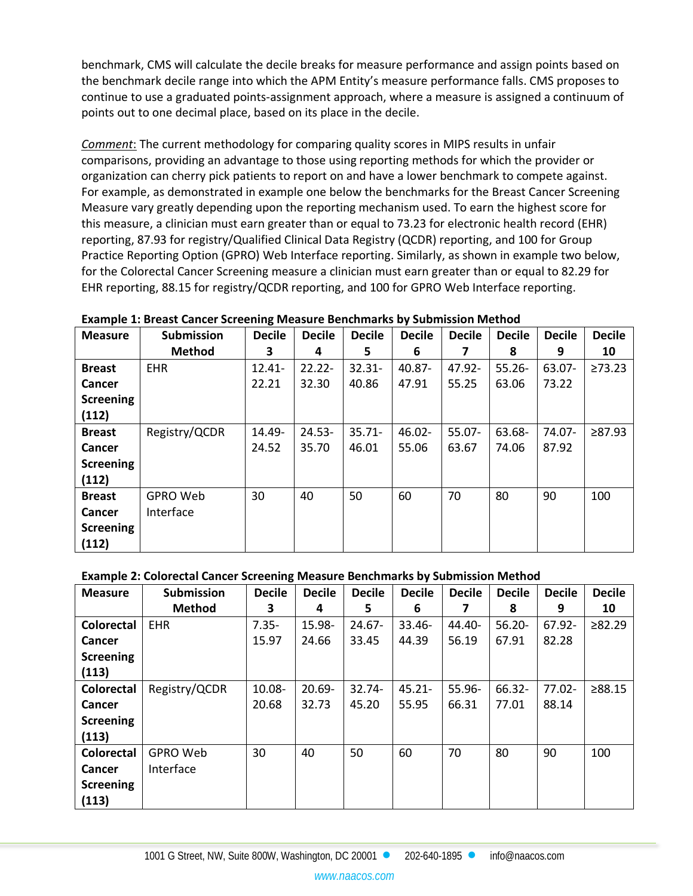benchmark, CMS will calculate the decile breaks for measure performance and assign points based on the benchmark decile range into which the APM Entity's measure performance falls. CMS proposes to continue to use a graduated points-assignment approach, where a measure is assigned a continuum of points out to one decimal place, based on its place in the decile.

_Comment_: The current methodology for comparing quality scores in MIPS results in unfair comparisons, providing an advantage to those using reporting methods for which the provider or organization can cherry pick patients to report on and have a lower benchmark to compete against. For example, as demonstrated in example one below the benchmarks for the Breast Cancer Screening Measure vary greatly depending upon the reporting mechanism used. To earn the highest score for this measure, a clinician must earn greater than or equal to 73.23 for electronic health record (EHR) reporting, 87.93 for registry/Qualified Clinical Data Registry (QCDR) reporting, and 100 for Group Practice Reporting Option (GPRO) Web Interface reporting. Similarly, as shown in example two below, for the Colorectal Cancer Screening measure a clinician must earn greater than or equal to 82.29 for EHR reporting, 88.15 for registry/QCDR reporting, and 100 for GPRO Web Interface reporting.

**Example 1: Breast Cancer Screening Measure Benchmarks by Submission Method**

| Measure | Submission Method | Decile 3 | Decile 4 | Decile 5 | Decile 6 | Decile 7 | Decile 8 | Decile 9 | Decile 10 |
|---|---|---|---|---|---|---|---|---|---|
| **Breast Cancer Screening (112)** | EHR | 12.41-22.21 | 22.22-32.30 | 32.31-40.86 | 40.87-47.91 | 47.92-55.25 | 55.26-63.06 | 63.07-73.22 | ≥73.23 |
| **Breast Cancer Screening (112)** | Registry/QCDR | 14.49-24.52 | 24.53-35.70 | 35.71-46.01 | 46.02-55.06 | 55.07-63.67 | 63.68-74.06 | 74.07-87.92 | ≥87.93 |
| **Breast Cancer Screening (112)** | GPRO Web Interface | 30 | 40 | 50 | 60 | 70 | 80 | 90 | 100 |

**Example 2: Colorectal Cancer Screening Measure Benchmarks by Submission Method**

| Measure | Submission Method | Decile 3 | Decile 4 | Decile 5 | Decile 6 | Decile 7 | Decile 8 | Decile 9 | Decile 10 |
|---|---|---|---|---|---|---|---|---|---|
| **Colorectal Cancer Screening (113)** | EHR | 7.35-15.97 | 15.98-24.66 | 24.67-33.45 | 33.46-44.39 | 44.40-56.19 | 56.20-67.91 | 67.92-82.28 | ≥82.29 |
| **Colorectal Cancer Screening (113)** | Registry/QCDR | 10.08-20.68 | 20.69-32.73 | 32.74-45.20 | 45.21-55.95 | 55.96-66.31 | 66.32-77.01 | 77.02-88.14 | ≥88.15 |
| **Colorectal Cancer Screening (113)** | GPRO Web Interface | 30 | 40 | 50 | 60 | 70 | 80 | 90 | 100 |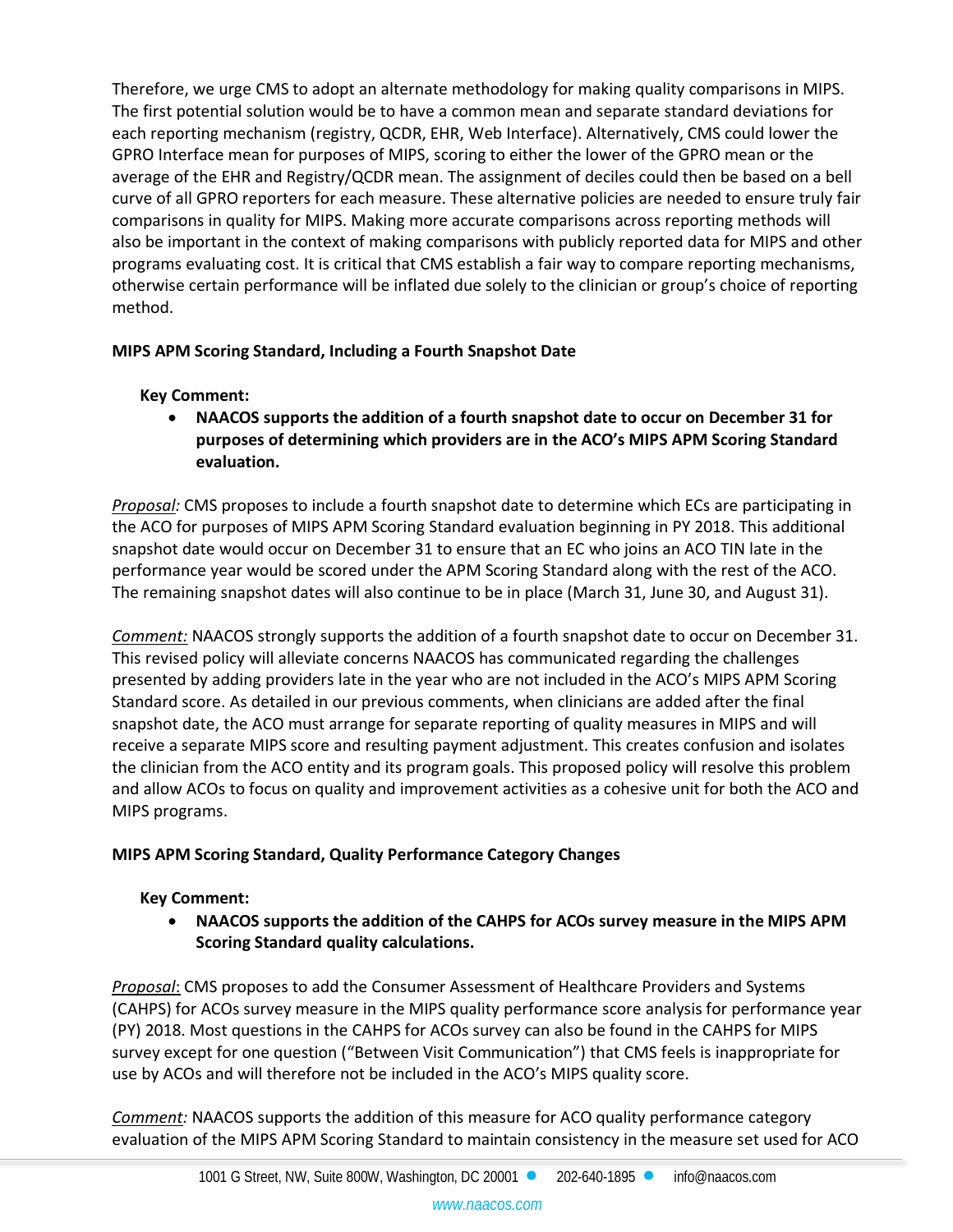Therefore, we urge CMS to adopt an alternate methodology for making quality comparisons in MIPS. The first potential solution would be to have a common mean and separate standard deviations for each reporting mechanism (registry, QCDR, EHR, Web Interface). Alternatively, CMS could lower the GPRO Interface mean for purposes of MIPS, scoring to either the lower of the GPRO mean or the average of the EHR and Registry/QCDR mean. The assignment of deciles could then be based on a bell curve of all GPRO reporters for each measure. These alternative policies are needed to ensure truly fair comparisons in quality for MIPS. Making more accurate comparisons across reporting methods will also be important in the context of making comparisons with publicly reported data for MIPS and other programs evaluating cost. It is critical that CMS establish a fair way to compare reporting mechanisms, otherwise certain performance will be inflated due solely to the clinician or group's choice of reporting method.

**MIPS APM Scoring Standard, Including a Fourth Snapshot Date**

**Key Comment:**

- **NAACOS supports the addition of a fourth snapshot date to occur on December 31 for purposes of determining which providers are in the ACO's MIPS APM Scoring Standard evaluation.**

*Proposal:* CMS proposes to include a fourth snapshot date to determine which ECs are participating in the ACO for purposes of MIPS APM Scoring Standard evaluation beginning in PY 2018. This additional snapshot date would occur on December 31 to ensure that an EC who joins an ACO TIN late in the performance year would be scored under the APM Scoring Standard along with the rest of the ACO. The remaining snapshot dates will also continue to be in place (March 31, June 30, and August 31).

*Comment:* NAACOS strongly supports the addition of a fourth snapshot date to occur on December 31. This revised policy will alleviate concerns NAACOS has communicated regarding the challenges presented by adding providers late in the year who are not included in the ACO's MIPS APM Scoring Standard score. As detailed in our previous comments, when clinicians are added after the final snapshot date, the ACO must arrange for separate reporting of quality measures in MIPS and will receive a separate MIPS score and resulting payment adjustment. This creates confusion and isolates the clinician from the ACO entity and its program goals. This proposed policy will resolve this problem and allow ACOs to focus on quality and improvement activities as a cohesive unit for both the ACO and MIPS programs.

**MIPS APM Scoring Standard, Quality Performance Category Changes**

**Key Comment:**

- **NAACOS supports the addition of the CAHPS for ACOs survey measure in the MIPS APM Scoring Standard quality calculations.**

*Proposal*: CMS proposes to add the Consumer Assessment of Healthcare Providers and Systems (CAHPS) for ACOs survey measure in the MIPS quality performance score analysis for performance year (PY) 2018. Most questions in the CAHPS for ACOs survey can also be found in the CAHPS for MIPS survey except for one question ("Between Visit Communication") that CMS feels is inappropriate for use by ACOs and will therefore not be included in the ACO's MIPS quality score.

*Comment:* NAACOS supports the addition of this measure for ACO quality performance category evaluation of the MIPS APM Scoring Standard to maintain consistency in the measure set used for ACO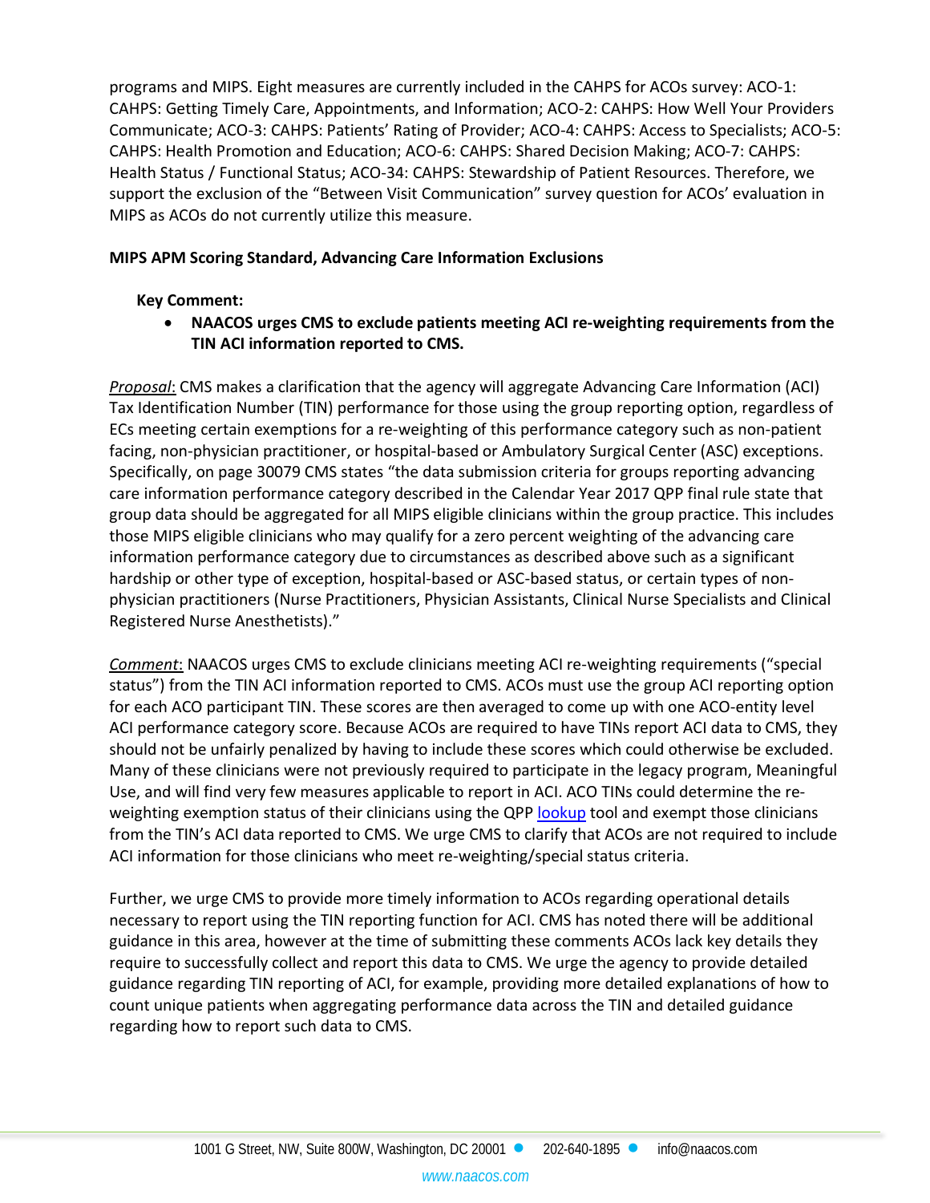programs and MIPS. Eight measures are currently included in the CAHPS for ACOs survey: ACO-1: CAHPS: Getting Timely Care, Appointments, and Information; ACO-2: CAHPS: How Well Your Providers Communicate; ACO-3: CAHPS: Patients' Rating of Provider; ACO-4: CAHPS: Access to Specialists; ACO-5: CAHPS: Health Promotion and Education; ACO-6: CAHPS: Shared Decision Making; ACO-7: CAHPS: Health Status / Functional Status; ACO-34: CAHPS: Stewardship of Patient Resources. Therefore, we support the exclusion of the "Between Visit Communication" survey question for ACOs' evaluation in MIPS as ACOs do not currently utilize this measure.

**MIPS APM Scoring Standard, Advancing Care Information Exclusions**

**Key Comment:**

- **NAACOS urges CMS to exclude patients meeting ACI re-weighting requirements from the TIN ACI information reported to CMS.**

*Proposal*: CMS makes a clarification that the agency will aggregate Advancing Care Information (ACI) Tax Identification Number (TIN) performance for those using the group reporting option, regardless of ECs meeting certain exemptions for a re-weighting of this performance category such as non-patient facing, non-physician practitioner, or hospital-based or Ambulatory Surgical Center (ASC) exceptions. Specifically, on page 30079 CMS states "the data submission criteria for groups reporting advancing care information performance category described in the Calendar Year 2017 QPP final rule state that group data should be aggregated for all MIPS eligible clinicians within the group practice. This includes those MIPS eligible clinicians who may qualify for a zero percent weighting of the advancing care information performance category due to circumstances as described above such as a significant hardship or other type of exception, hospital-based or ASC-based status, or certain types of non-physician practitioners (Nurse Practitioners, Physician Assistants, Clinical Nurse Specialists and Clinical Registered Nurse Anesthetists)."

*Comment*: NAACOS urges CMS to exclude clinicians meeting ACI re-weighting requirements ("special status") from the TIN ACI information reported to CMS. ACOs must use the group ACI reporting option for each ACO participant TIN. These scores are then averaged to come up with one ACO-entity level ACI performance category score. Because ACOs are required to have TINs report ACI data to CMS, they should not be unfairly penalized by having to include these scores which could otherwise be excluded. Many of these clinicians were not previously required to participate in the legacy program, Meaningful Use, and will find very few measures applicable to report in ACI. ACO TINs could determine the re-weighting exemption status of their clinicians using the QPP lookup tool and exempt those clinicians from the TIN's ACI data reported to CMS. We urge CMS to clarify that ACOs are not required to include ACI information for those clinicians who meet re-weighting/special status criteria.

Further, we urge CMS to provide more timely information to ACOs regarding operational details necessary to report using the TIN reporting function for ACI. CMS has noted there will be additional guidance in this area, however at the time of submitting these comments ACOs lack key details they require to successfully collect and report this data to CMS. We urge the agency to provide detailed guidance regarding TIN reporting of ACI, for example, providing more detailed explanations of how to count unique patients when aggregating performance data across the TIN and detailed guidance regarding how to report such data to CMS.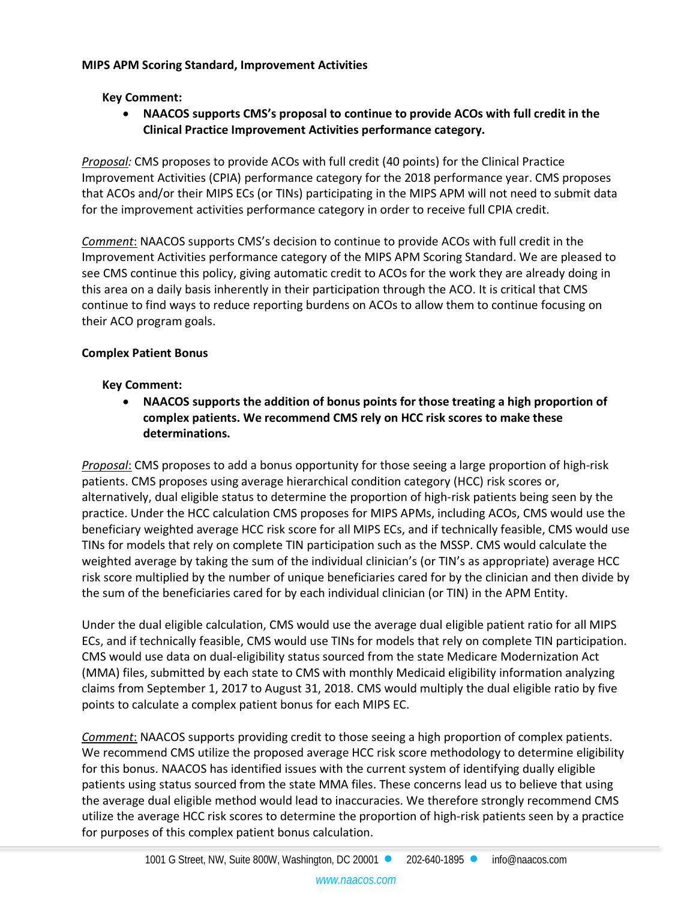**MIPS APM Scoring Standard, Improvement Activities**

**Key Comment:**

- **NAACOS supports CMS's proposal to continue to provide ACOs with full credit in the Clinical Practice Improvement Activities performance category.**

*Proposal:* CMS proposes to provide ACOs with full credit (40 points) for the Clinical Practice Improvement Activities (CPIA) performance category for the 2018 performance year. CMS proposes that ACOs and/or their MIPS ECs (or TINs) participating in the MIPS APM will not need to submit data for the improvement activities performance category in order to receive full CPIA credit.

*Comment*: NAACOS supports CMS's decision to continue to provide ACOs with full credit in the Improvement Activities performance category of the MIPS APM Scoring Standard. We are pleased to see CMS continue this policy, giving automatic credit to ACOs for the work they are already doing in this area on a daily basis inherently in their participation through the ACO. It is critical that CMS continue to find ways to reduce reporting burdens on ACOs to allow them to continue focusing on their ACO program goals.

**Complex Patient Bonus**

**Key Comment:**

- **NAACOS supports the addition of bonus points for those treating a high proportion of complex patients. We recommend CMS rely on HCC risk scores to make these determinations.**

*Proposal*: CMS proposes to add a bonus opportunity for those seeing a large proportion of high-risk patients. CMS proposes using average hierarchical condition category (HCC) risk scores or, alternatively, dual eligible status to determine the proportion of high-risk patients being seen by the practice. Under the HCC calculation CMS proposes for MIPS APMs, including ACOs, CMS would use the beneficiary weighted average HCC risk score for all MIPS ECs, and if technically feasible, CMS would use TINs for models that rely on complete TIN participation such as the MSSP. CMS would calculate the weighted average by taking the sum of the individual clinician's (or TIN's as appropriate) average HCC risk score multiplied by the number of unique beneficiaries cared for by the clinician and then divide by the sum of the beneficiaries cared for by each individual clinician (or TIN) in the APM Entity.

Under the dual eligible calculation, CMS would use the average dual eligible patient ratio for all MIPS ECs, and if technically feasible, CMS would use TINs for models that rely on complete TIN participation. CMS would use data on dual-eligibility status sourced from the state Medicare Modernization Act (MMA) files, submitted by each state to CMS with monthly Medicaid eligibility information analyzing claims from September 1, 2017 to August 31, 2018. CMS would multiply the dual eligible ratio by five points to calculate a complex patient bonus for each MIPS EC.

*Comment*: NAACOS supports providing credit to those seeing a high proportion of complex patients. We recommend CMS utilize the proposed average HCC risk score methodology to determine eligibility for this bonus. NAACOS has identified issues with the current system of identifying dually eligible patients using status sourced from the state MMA files. These concerns lead us to believe that using the average dual eligible method would lead to inaccuracies. We therefore strongly recommend CMS utilize the average HCC risk scores to determine the proportion of high-risk patients seen by a practice for purposes of this complex patient bonus calculation.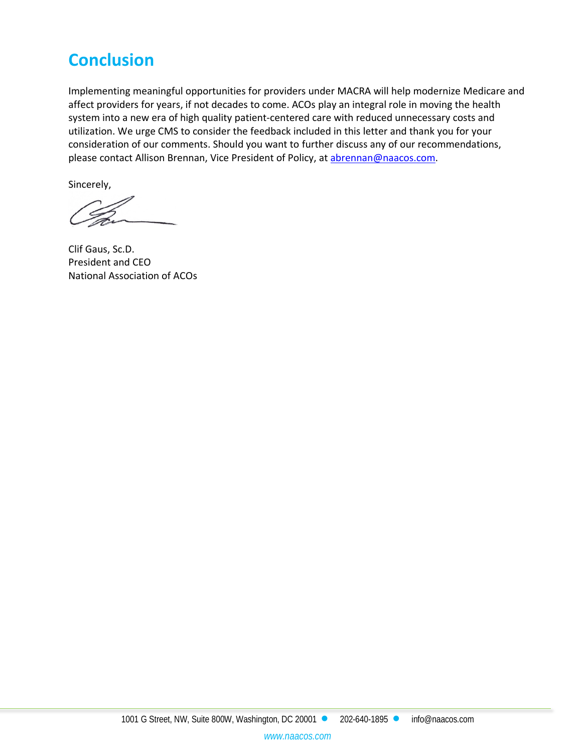## Conclusion

Implementing meaningful opportunities for providers under MACRA will help modernize Medicare and affect providers for years, if not decades to come. ACOs play an integral role in moving the health system into a new era of high quality patient-centered care with reduced unnecessary costs and utilization. We urge CMS to consider the feedback included in this letter and thank you for your consideration of our comments. Should you want to further discuss any of our recommendations, please contact Allison Brennan, Vice President of Policy, at abrennan@naacos.com.

Sincerely,

Clif Gaus, Sc.D.
President and CEO
National Association of ACOs